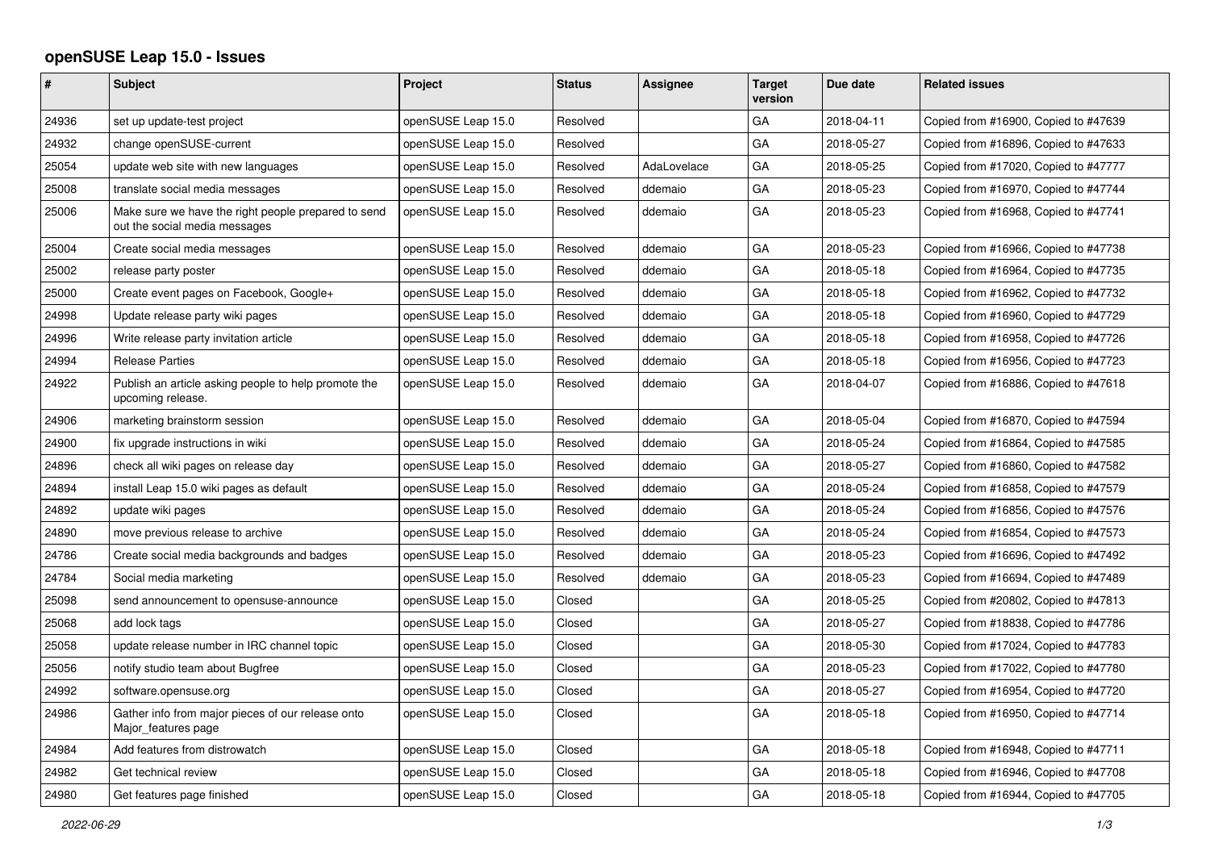# openSUSE Leap 15.0 - Issues

| # | Subject | Project | Status | Assignee | Target version | Due date | Related issues |
|---|---|---|---|---|---|---|---|
| 24936 | set up update-test project | openSUSE Leap 15.0 | Resolved | | GA | 2018-04-11 | Copied from #16900, Copied to #47639 |
| 24932 | change openSUSE-current | openSUSE Leap 15.0 | Resolved | | GA | 2018-05-27 | Copied from #16896, Copied to #47633 |
| 25054 | update web site with new languages | openSUSE Leap 15.0 | Resolved | AdaLovelace | GA | 2018-05-25 | Copied from #17020, Copied to #47777 |
| 25008 | translate social media messages | openSUSE Leap 15.0 | Resolved | ddemaio | GA | 2018-05-23 | Copied from #16970, Copied to #47744 |
| 25006 | Make sure we have the right people prepared to send out the social media messages | openSUSE Leap 15.0 | Resolved | ddemaio | GA | 2018-05-23 | Copied from #16968, Copied to #47741 |
| 25004 | Create social media messages | openSUSE Leap 15.0 | Resolved | ddemaio | GA | 2018-05-23 | Copied from #16966, Copied to #47738 |
| 25002 | release party poster | openSUSE Leap 15.0 | Resolved | ddemaio | GA | 2018-05-18 | Copied from #16964, Copied to #47735 |
| 25000 | Create event pages on Facebook, Google+ | openSUSE Leap 15.0 | Resolved | ddemaio | GA | 2018-05-18 | Copied from #16962, Copied to #47732 |
| 24998 | Update release party wiki pages | openSUSE Leap 15.0 | Resolved | ddemaio | GA | 2018-05-18 | Copied from #16960, Copied to #47729 |
| 24996 | Write release party invitation article | openSUSE Leap 15.0 | Resolved | ddemaio | GA | 2018-05-18 | Copied from #16958, Copied to #47726 |
| 24994 | Release Parties | openSUSE Leap 15.0 | Resolved | ddemaio | GA | 2018-05-18 | Copied from #16956, Copied to #47723 |
| 24922 | Publish an article asking people to help promote the upcoming release. | openSUSE Leap 15.0 | Resolved | ddemaio | GA | 2018-04-07 | Copied from #16886, Copied to #47618 |
| 24906 | marketing brainstorm session | openSUSE Leap 15.0 | Resolved | ddemaio | GA | 2018-05-04 | Copied from #16870, Copied to #47594 |
| 24900 | fix upgrade instructions in wiki | openSUSE Leap 15.0 | Resolved | ddemaio | GA | 2018-05-24 | Copied from #16864, Copied to #47585 |
| 24896 | check all wiki pages on release day | openSUSE Leap 15.0 | Resolved | ddemaio | GA | 2018-05-27 | Copied from #16860, Copied to #47582 |
| 24894 | install Leap 15.0 wiki pages as default | openSUSE Leap 15.0 | Resolved | ddemaio | GA | 2018-05-24 | Copied from #16858, Copied to #47579 |
| 24892 | update wiki pages | openSUSE Leap 15.0 | Resolved | ddemaio | GA | 2018-05-24 | Copied from #16856, Copied to #47576 |
| 24890 | move previous release to archive | openSUSE Leap 15.0 | Resolved | ddemaio | GA | 2018-05-24 | Copied from #16854, Copied to #47573 |
| 24786 | Create social media backgrounds and badges | openSUSE Leap 15.0 | Resolved | ddemaio | GA | 2018-05-23 | Copied from #16696, Copied to #47492 |
| 24784 | Social media marketing | openSUSE Leap 15.0 | Resolved | ddemaio | GA | 2018-05-23 | Copied from #16694, Copied to #47489 |
| 25098 | send announcement to opensuse-announce | openSUSE Leap 15.0 | Closed | | GA | 2018-05-25 | Copied from #20802, Copied to #47813 |
| 25068 | add lock tags | openSUSE Leap 15.0 | Closed | | GA | 2018-05-27 | Copied from #18838, Copied to #47786 |
| 25058 | update release number in IRC channel topic | openSUSE Leap 15.0 | Closed | | GA | 2018-05-30 | Copied from #17024, Copied to #47783 |
| 25056 | notify studio team about Bugfree | openSUSE Leap 15.0 | Closed | | GA | 2018-05-23 | Copied from #17022, Copied to #47780 |
| 24992 | software.opensuse.org | openSUSE Leap 15.0 | Closed | | GA | 2018-05-27 | Copied from #16954, Copied to #47720 |
| 24986 | Gather info from major pieces of our release onto Major_features page | openSUSE Leap 15.0 | Closed | | GA | 2018-05-18 | Copied from #16950, Copied to #47714 |
| 24984 | Add features from distrowatch | openSUSE Leap 15.0 | Closed | | GA | 2018-05-18 | Copied from #16948, Copied to #47711 |
| 24982 | Get technical review | openSUSE Leap 15.0 | Closed | | GA | 2018-05-18 | Copied from #16946, Copied to #47708 |
| 24980 | Get features page finished | openSUSE Leap 15.0 | Closed | | GA | 2018-05-18 | Copied from #16944, Copied to #47705 |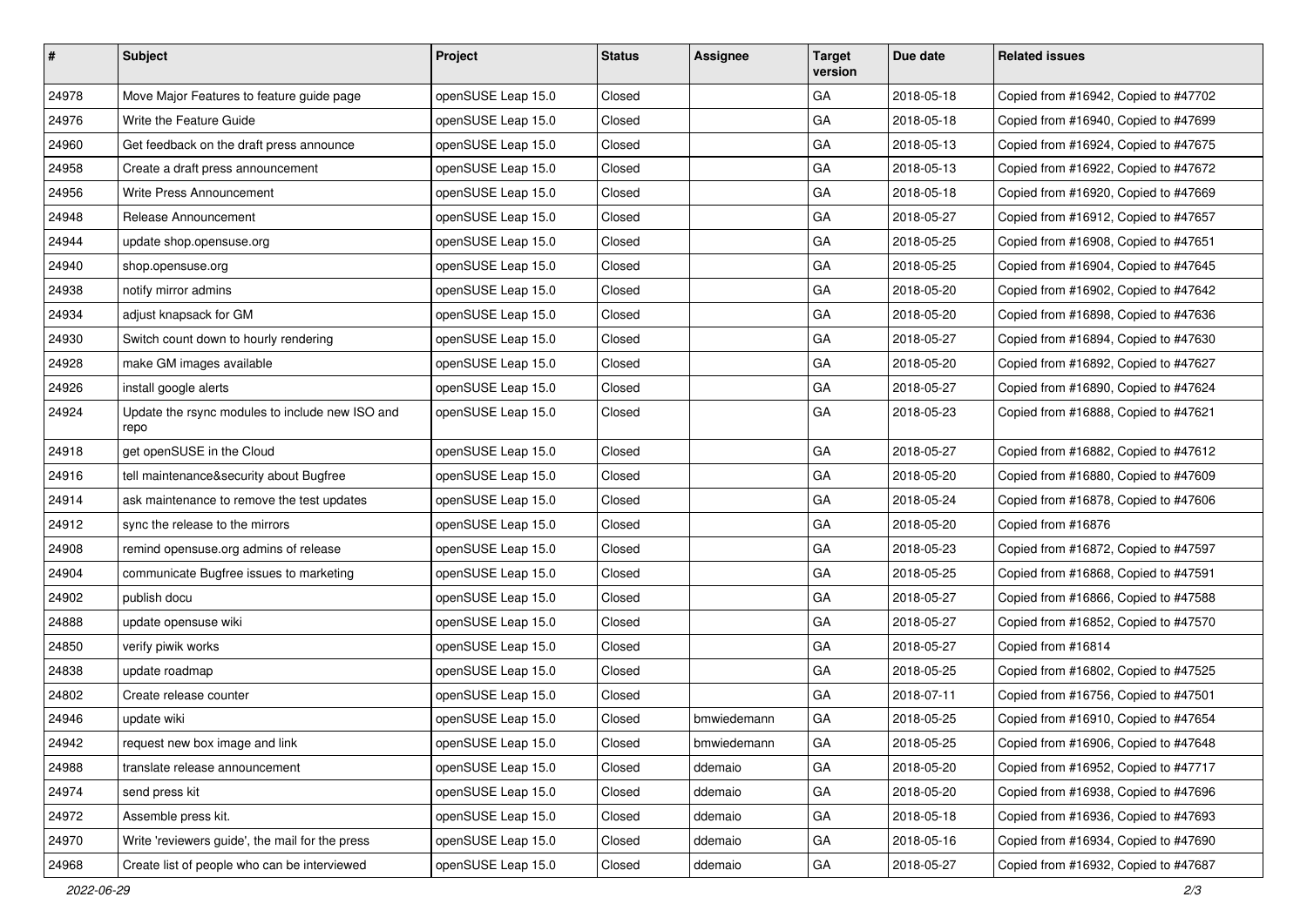| # | Subject | Project | Status | Assignee | Target version | Due date | Related issues |
|---|---|---|---|---|---|---|---|
| 24978 | Move Major Features to feature guide page | openSUSE Leap 15.0 | Closed | | GA | 2018-05-18 | Copied from #16942, Copied to #47702 |
| 24976 | Write the Feature Guide | openSUSE Leap 15.0 | Closed | | GA | 2018-05-18 | Copied from #16940, Copied to #47699 |
| 24960 | Get feedback on the draft press announce | openSUSE Leap 15.0 | Closed | | GA | 2018-05-13 | Copied from #16924, Copied to #47675 |
| 24958 | Create a draft press announcement | openSUSE Leap 15.0 | Closed | | GA | 2018-05-13 | Copied from #16922, Copied to #47672 |
| 24956 | Write Press Announcement | openSUSE Leap 15.0 | Closed | | GA | 2018-05-18 | Copied from #16920, Copied to #47669 |
| 24948 | Release Announcement | openSUSE Leap 15.0 | Closed | | GA | 2018-05-27 | Copied from #16912, Copied to #47657 |
| 24944 | update shop.opensuse.org | openSUSE Leap 15.0 | Closed | | GA | 2018-05-25 | Copied from #16908, Copied to #47651 |
| 24940 | shop.opensuse.org | openSUSE Leap 15.0 | Closed | | GA | 2018-05-25 | Copied from #16904, Copied to #47645 |
| 24938 | notify mirror admins | openSUSE Leap 15.0 | Closed | | GA | 2018-05-20 | Copied from #16902, Copied to #47642 |
| 24934 | adjust knapsack for GM | openSUSE Leap 15.0 | Closed | | GA | 2018-05-20 | Copied from #16898, Copied to #47636 |
| 24930 | Switch count down to hourly rendering | openSUSE Leap 15.0 | Closed | | GA | 2018-05-27 | Copied from #16894, Copied to #47630 |
| 24928 | make GM images available | openSUSE Leap 15.0 | Closed | | GA | 2018-05-20 | Copied from #16892, Copied to #47627 |
| 24926 | install google alerts | openSUSE Leap 15.0 | Closed | | GA | 2018-05-27 | Copied from #16890, Copied to #47624 |
| 24924 | Update the rsync modules to include new ISO and repo | openSUSE Leap 15.0 | Closed | | GA | 2018-05-23 | Copied from #16888, Copied to #47621 |
| 24918 | get openSUSE in the Cloud | openSUSE Leap 15.0 | Closed | | GA | 2018-05-27 | Copied from #16882, Copied to #47612 |
| 24916 | tell maintenance&security about Bugfree | openSUSE Leap 15.0 | Closed | | GA | 2018-05-20 | Copied from #16880, Copied to #47609 |
| 24914 | ask maintenance to remove the test updates | openSUSE Leap 15.0 | Closed | | GA | 2018-05-24 | Copied from #16878, Copied to #47606 |
| 24912 | sync the release to the mirrors | openSUSE Leap 15.0 | Closed | | GA | 2018-05-20 | Copied from #16876 |
| 24908 | remind opensuse.org admins of release | openSUSE Leap 15.0 | Closed | | GA | 2018-05-23 | Copied from #16872, Copied to #47597 |
| 24904 | communicate Bugfree issues to marketing | openSUSE Leap 15.0 | Closed | | GA | 2018-05-25 | Copied from #16868, Copied to #47591 |
| 24902 | publish docu | openSUSE Leap 15.0 | Closed | | GA | 2018-05-27 | Copied from #16866, Copied to #47588 |
| 24888 | update opensuse wiki | openSUSE Leap 15.0 | Closed | | GA | 2018-05-27 | Copied from #16852, Copied to #47570 |
| 24850 | verify piwik works | openSUSE Leap 15.0 | Closed | | GA | 2018-05-27 | Copied from #16814 |
| 24838 | update roadmap | openSUSE Leap 15.0 | Closed | | GA | 2018-05-25 | Copied from #16802, Copied to #47525 |
| 24802 | Create release counter | openSUSE Leap 15.0 | Closed | | GA | 2018-07-11 | Copied from #16756, Copied to #47501 |
| 24946 | update wiki | openSUSE Leap 15.0 | Closed | bmwiedemann | GA | 2018-05-25 | Copied from #16910, Copied to #47654 |
| 24942 | request new box image and link | openSUSE Leap 15.0 | Closed | bmwiedemann | GA | 2018-05-25 | Copied from #16906, Copied to #47648 |
| 24988 | translate release announcement | openSUSE Leap 15.0 | Closed | ddemaio | GA | 2018-05-20 | Copied from #16952, Copied to #47717 |
| 24974 | send press kit | openSUSE Leap 15.0 | Closed | ddemaio | GA | 2018-05-20 | Copied from #16938, Copied to #47696 |
| 24972 | Assemble press kit. | openSUSE Leap 15.0 | Closed | ddemaio | GA | 2018-05-18 | Copied from #16936, Copied to #47693 |
| 24970 | Write 'reviewers guide', the mail for the press | openSUSE Leap 15.0 | Closed | ddemaio | GA | 2018-05-16 | Copied from #16934, Copied to #47690 |
| 24968 | Create list of people who can be interviewed | openSUSE Leap 15.0 | Closed | ddemaio | GA | 2018-05-27 | Copied from #16932, Copied to #47687 |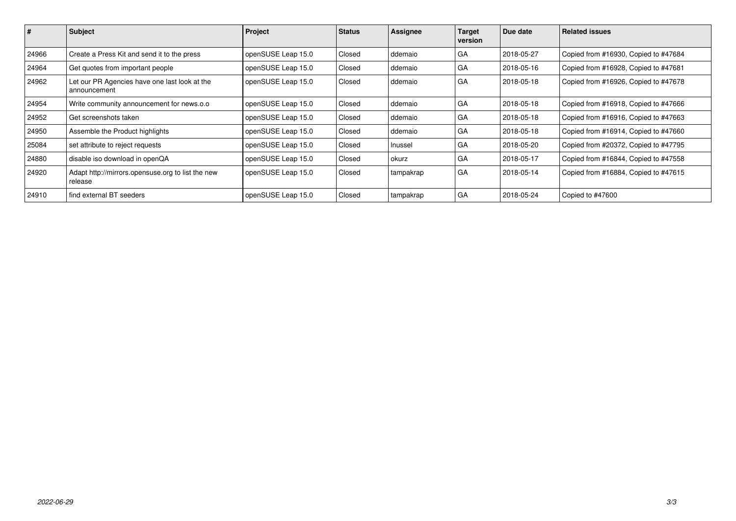| # | Subject | Project | Status | Assignee | Target version | Due date | Related issues |
|---|---|---|---|---|---|---|---|
| 24966 | Create a Press Kit and send it to the press | openSUSE Leap 15.0 | Closed | ddemaio | GA | 2018-05-27 | Copied from #16930, Copied to #47684 |
| 24964 | Get quotes from important people | openSUSE Leap 15.0 | Closed | ddemaio | GA | 2018-05-16 | Copied from #16928, Copied to #47681 |
| 24962 | Let our PR Agencies have one last look at the announcement | openSUSE Leap 15.0 | Closed | ddemaio | GA | 2018-05-18 | Copied from #16926, Copied to #47678 |
| 24954 | Write community announcement for news.o.o | openSUSE Leap 15.0 | Closed | ddemaio | GA | 2018-05-18 | Copied from #16918, Copied to #47666 |
| 24952 | Get screenshots taken | openSUSE Leap 15.0 | Closed | ddemaio | GA | 2018-05-18 | Copied from #16916, Copied to #47663 |
| 24950 | Assemble the Product highlights | openSUSE Leap 15.0 | Closed | ddemaio | GA | 2018-05-18 | Copied from #16914, Copied to #47660 |
| 25084 | set attribute to reject requests | openSUSE Leap 15.0 | Closed | lnussel | GA | 2018-05-20 | Copied from #20372, Copied to #47795 |
| 24880 | disable iso download in openQA | openSUSE Leap 15.0 | Closed | okurz | GA | 2018-05-17 | Copied from #16844, Copied to #47558 |
| 24920 | Adapt http://mirrors.opensuse.org to list the new release | openSUSE Leap 15.0 | Closed | tampakrap | GA | 2018-05-14 | Copied from #16884, Copied to #47615 |
| 24910 | find external BT seeders | openSUSE Leap 15.0 | Closed | tampakrap | GA | 2018-05-24 | Copied to #47600 |